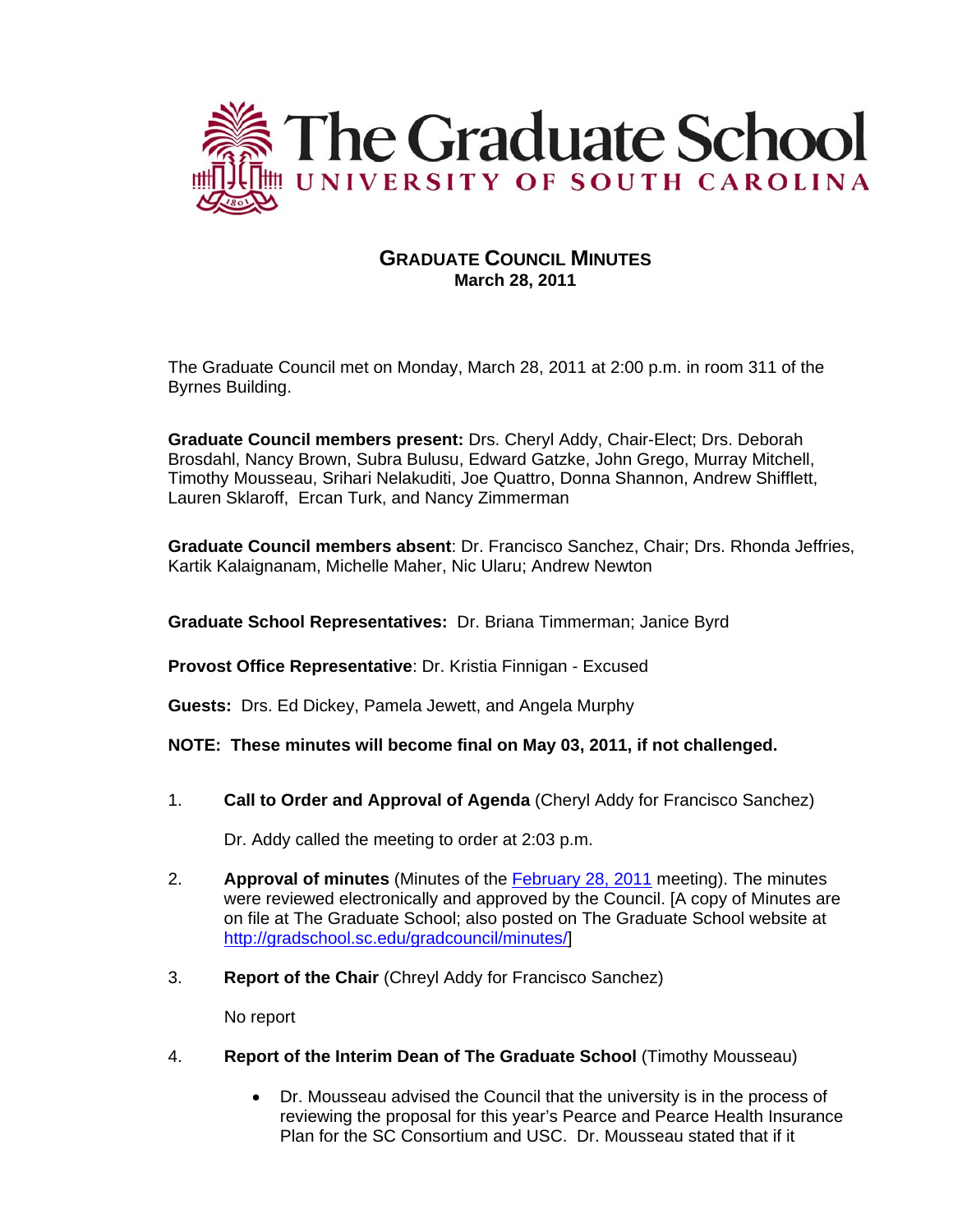# The Graduate School
## UNIVERSITY OF SOUTH CAROLINA

## GRADUATE COUNCIL MINUTES
**March 28, 2011**

The Graduate Council met on Monday, March 28, 2011 at 2:00 p.m. in room 311 of the Byrnes Building.

**Graduate Council members present:** Drs. Cheryl Addy, Chair-Elect; Drs. Deborah Brosdahl, Nancy Brown, Subra Bulusu, Edward Gatzke, John Grego, Murray Mitchell, Timothy Mousseau, Srihari Nelakuditi, Joe Quattro, Donna Shannon, Andrew Shifflett, Lauren Sklaroff, Ercan Turk, and Nancy Zimmerman

**Graduate Council members absent**: Dr. Francisco Sanchez, Chair; Drs. Rhonda Jeffries, Kartik Kalaignanam, Michelle Maher, Nic Ularu; Andrew Newton

**Graduate School Representatives:** Dr. Briana Timmerman; Janice Byrd

**Provost Office Representative**: Dr. Kristia Finnigan - Excused

**Guests:** Drs. Ed Dickey, Pamela Jewett, and Angela Murphy

**NOTE: These minutes will become final on May 03, 2011, if not challenged.**

1. **Call to Order and Approval of Agenda** (Cheryl Addy for Francisco Sanchez)

   Dr. Addy called the meeting to order at 2:03 p.m.

2. **Approval of minutes** (Minutes of the February 28, 2011 meeting). The minutes were reviewed electronically and approved by the Council. [A copy of Minutes are on file at The Graduate School; also posted on The Graduate School website at http://gradschool.sc.edu/gradcouncil/minutes/]

3. **Report of the Chair** (Chreyl Addy for Francisco Sanchez)

   No report

4. **Report of the Interim Dean of The Graduate School** (Timothy Mousseau)

   - Dr. Mousseau advised the Council that the university is in the process of reviewing the proposal for this year's Pearce and Pearce Health Insurance Plan for the SC Consortium and USC. Dr. Mousseau stated that if it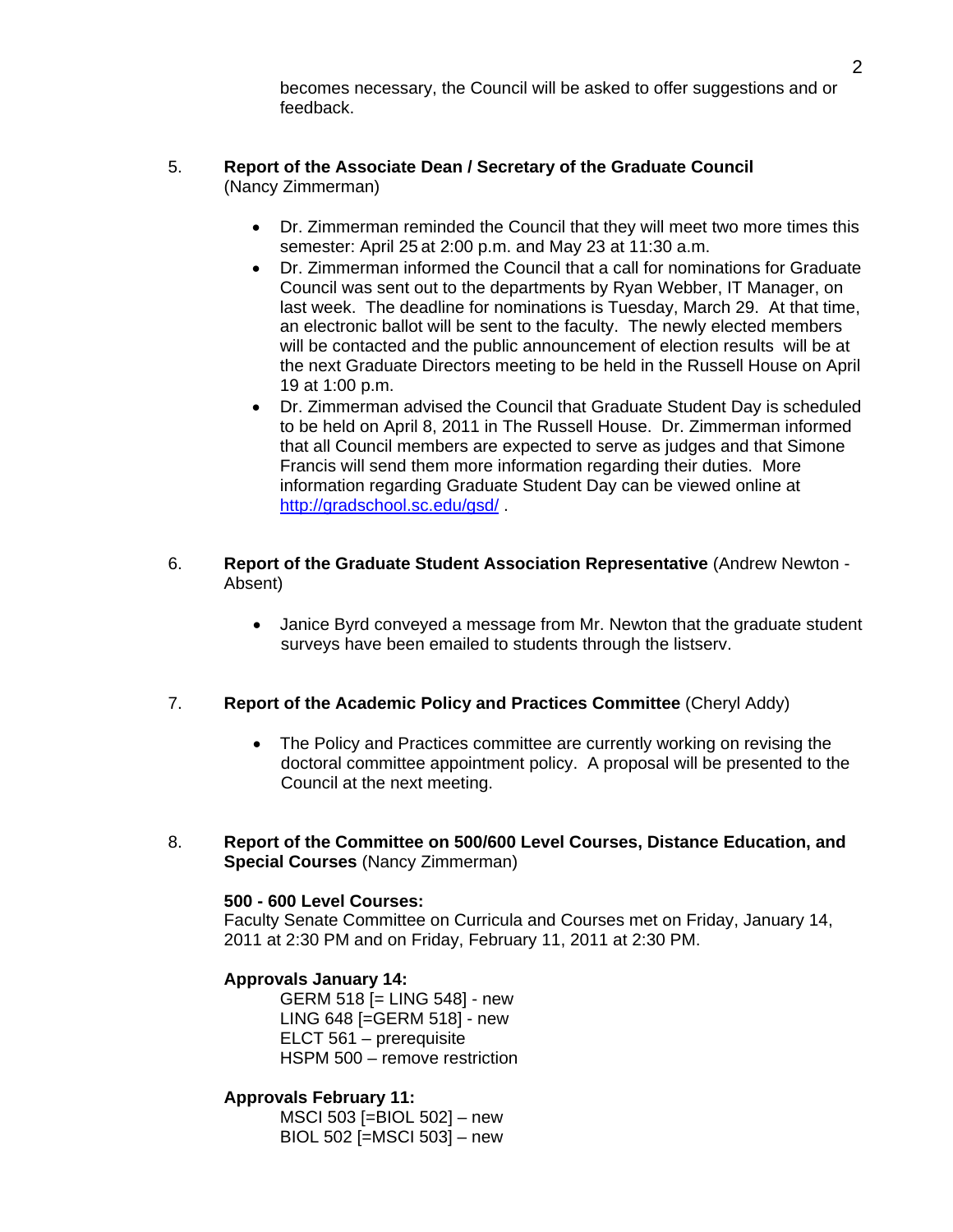becomes necessary, the Council will be asked to offer suggestions and or feedback.

5. **Report of the Associate Dean / Secretary of the Graduate Council** (Nancy Zimmerman)

- Dr. Zimmerman reminded the Council that they will meet two more times this semester: April 25 at 2:00 p.m. and May 23 at 11:30 a.m.
- Dr. Zimmerman informed the Council that a call for nominations for Graduate Council was sent out to the departments by Ryan Webber, IT Manager, on last week. The deadline for nominations is Tuesday, March 29. At that time, an electronic ballot will be sent to the faculty. The newly elected members will be contacted and the public announcement of election results will be at the next Graduate Directors meeting to be held in the Russell House on April 19 at 1:00 p.m.
- Dr. Zimmerman advised the Council that Graduate Student Day is scheduled to be held on April 8, 2011 in The Russell House. Dr. Zimmerman informed that all Council members are expected to serve as judges and that Simone Francis will send them more information regarding their duties. More information regarding Graduate Student Day can be viewed online at http://gradschool.sc.edu/gsd/ .

6. **Report of the Graduate Student Association Representative** (Andrew Newton - Absent)

- Janice Byrd conveyed a message from Mr. Newton that the graduate student surveys have been emailed to students through the listserv.

7. **Report of the Academic Policy and Practices Committee** (Cheryl Addy)

- The Policy and Practices committee are currently working on revising the doctoral committee appointment policy. A proposal will be presented to the Council at the next meeting.

8. **Report of the Committee on 500/600 Level Courses, Distance Education, and Special Courses** (Nancy Zimmerman)

**500 - 600 Level Courses:**
Faculty Senate Committee on Curricula and Courses met on Friday, January 14, 2011 at 2:30 PM and on Friday, February 11, 2011 at 2:30 PM.

**Approvals January 14:**

GERM 518 [= LING 548] - new
LING 648 [=GERM 518] - new
ELCT 561 – prerequisite
HSPM 500 – remove restriction

**Approvals February 11:**

MSCI 503 [=BIOL 502] – new
BIOL 502 [=MSCI 503] – new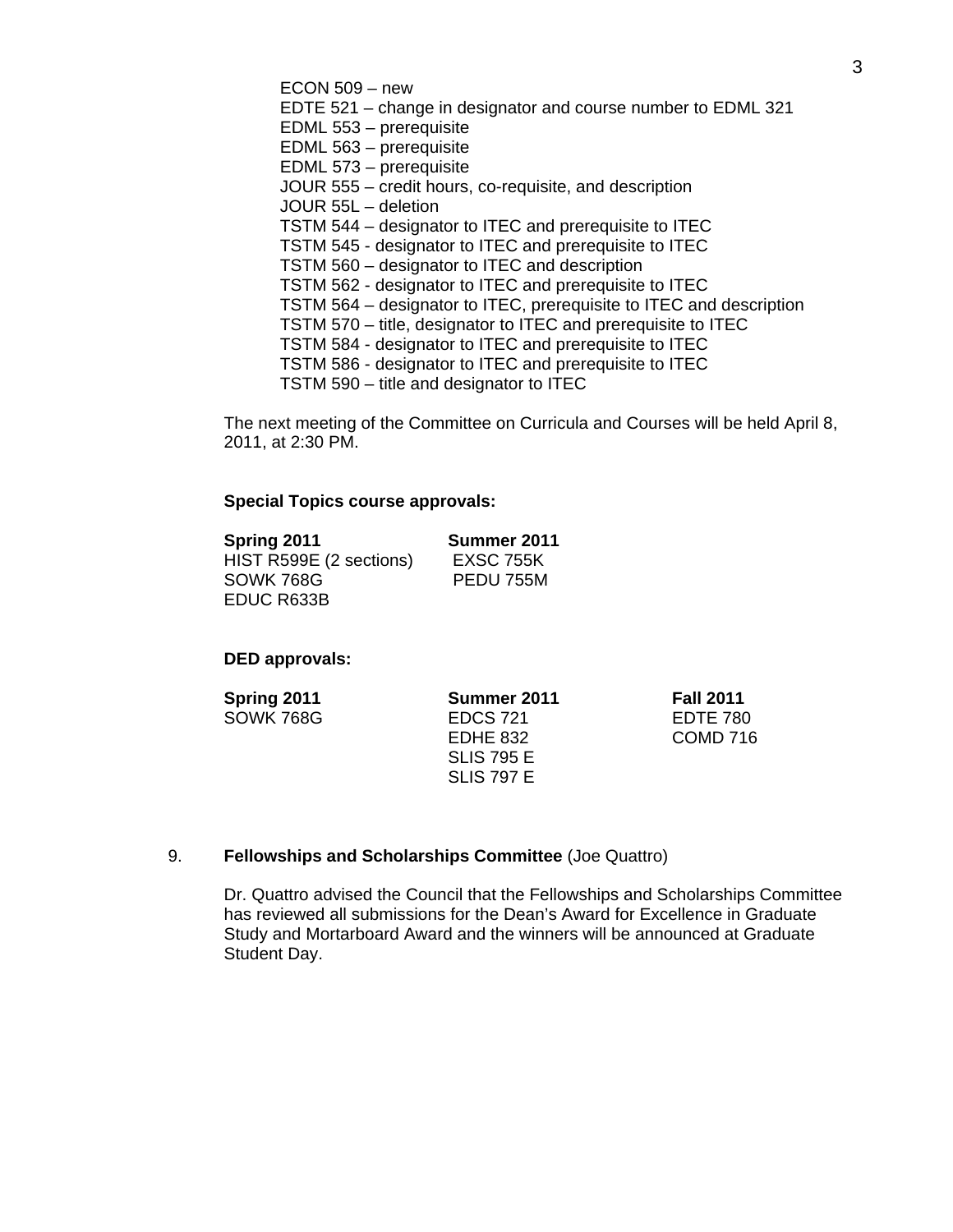ECON 509 – new
EDTE 521 – change in designator and course number to EDML 321
EDML 553 – prerequisite
EDML 563 – prerequisite
EDML 573 – prerequisite
JOUR 555 – credit hours, co-requisite, and description
JOUR 55L – deletion
TSTM 544 – designator to ITEC and prerequisite to ITEC
TSTM 545 - designator to ITEC and prerequisite to ITEC
TSTM 560 – designator to ITEC and description
TSTM 562 - designator to ITEC and prerequisite to ITEC
TSTM 564 – designator to ITEC, prerequisite to ITEC and description
TSTM 570 – title, designator to ITEC and prerequisite to ITEC
TSTM 584 - designator to ITEC and prerequisite to ITEC
TSTM 586 - designator to ITEC and prerequisite to ITEC
TSTM 590 – title and designator to ITEC

The next meeting of the Committee on Curricula and Courses will be held April 8, 2011, at 2:30 PM.

**Special Topics course approvals:**

| **Spring 2011** | **Summer 2011** |
|---|---|
| HIST R599E (2 sections) | EXSC 755K |
| SOWK 768G | PEDU 755M |
| EDUC R633B | |

**DED approvals:**

| **Spring 2011** | **Summer 2011** | **Fall 2011** |
|---|---|---|
| SOWK 768G | EDCS 721 | EDTE 780 |
| | EDHE 832 | COMD 716 |
| | SLIS 795 E | |
| | SLIS 797 E | |

9. **Fellowships and Scholarships Committee** (Joe Quattro)

Dr. Quattro advised the Council that the Fellowships and Scholarships Committee has reviewed all submissions for the Dean's Award for Excellence in Graduate Study and Mortarboard Award and the winners will be announced at Graduate Student Day.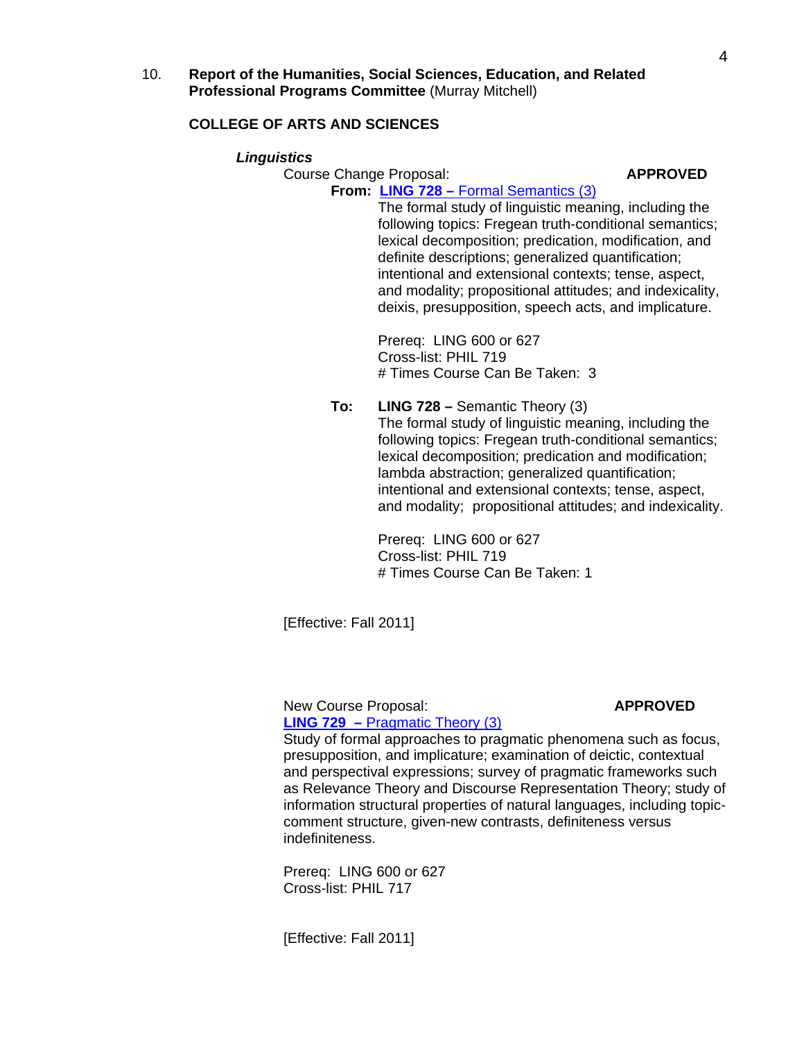10. **Report of the Humanities, Social Sciences, Education, and Related Professional Programs Committee** (Murray Mitchell)

**COLLEGE OF ARTS AND SCIENCES**

***Linguistics***

Course Change Proposal: **APPROVED**

**From: LING 728 –** Formal Semantics (3)

The formal study of linguistic meaning, including the following topics: Fregean truth-conditional semantics; lexical decomposition; predication, modification, and definite descriptions; generalized quantification; intentional and extensional contexts; tense, aspect, and modality; propositional attitudes; and indexicality, deixis, presupposition, speech acts, and implicature.

Prereq: LING 600 or 627
Cross-list: PHIL 719
# Times Course Can Be Taken: 3

**To: LING 728 –** Semantic Theory (3)

The formal study of linguistic meaning, including the following topics: Fregean truth-conditional semantics; lexical decomposition; predication and modification; lambda abstraction; generalized quantification; intentional and extensional contexts; tense, aspect, and modality; propositional attitudes; and indexicality.

Prereq: LING 600 or 627
Cross-list: PHIL 719
# Times Course Can Be Taken: 1

[Effective: Fall 2011]

New Course Proposal: **APPROVED**

**LING 729 –** Pragmatic Theory (3)

Study of formal approaches to pragmatic phenomena such as focus, presupposition, and implicature; examination of deictic, contextual and perspectival expressions; survey of pragmatic frameworks such as Relevance Theory and Discourse Representation Theory; study of information structural properties of natural languages, including topic-comment structure, given-new contrasts, definiteness versus indefiniteness.

Prereq: LING 600 or 627
Cross-list: PHIL 717

[Effective: Fall 2011]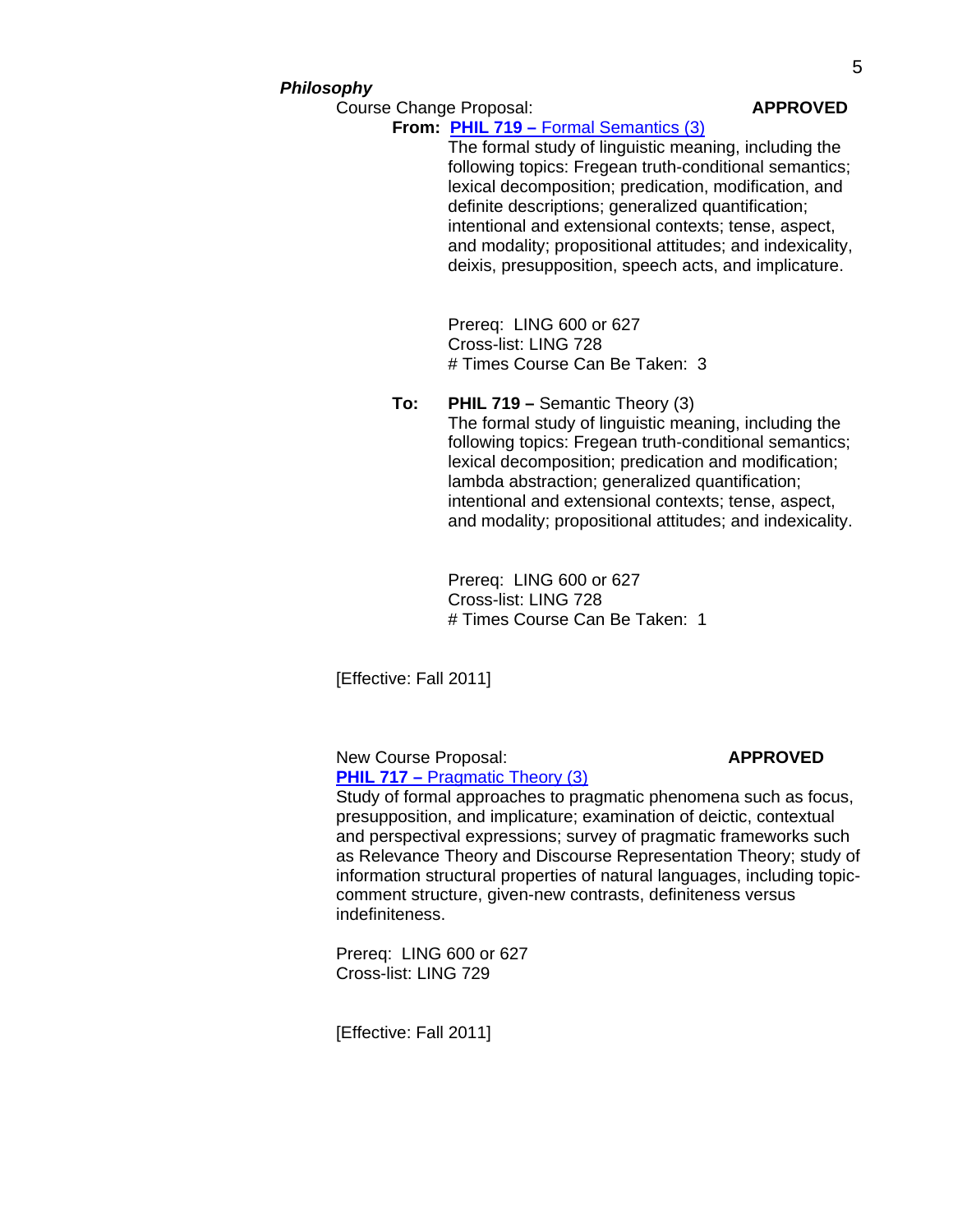***Philosophy***

Course Change Proposal: **APPROVED**

**From: PHIL 719 –** Formal Semantics (3)

The formal study of linguistic meaning, including the following topics: Fregean truth-conditional semantics; lexical decomposition; predication, modification, and definite descriptions; generalized quantification; intentional and extensional contexts; tense, aspect, and modality; propositional attitudes; and indexicality, deixis, presupposition, speech acts, and implicature.

Prereq: LING 600 or 627
Cross-list: LING 728
# Times Course Can Be Taken: 3

**To: PHIL 719 –** Semantic Theory (3)

The formal study of linguistic meaning, including the following topics: Fregean truth-conditional semantics; lexical decomposition; predication and modification; lambda abstraction; generalized quantification; intentional and extensional contexts; tense, aspect, and modality; propositional attitudes; and indexicality.

Prereq: LING 600 or 627
Cross-list: LING 728
# Times Course Can Be Taken: 1

[Effective: Fall 2011]

New Course Proposal: **APPROVED**

**PHIL 717 –** Pragmatic Theory (3)

Study of formal approaches to pragmatic phenomena such as focus, presupposition, and implicature; examination of deictic, contextual and perspectival expressions; survey of pragmatic frameworks such as Relevance Theory and Discourse Representation Theory; study of information structural properties of natural languages, including topic-comment structure, given-new contrasts, definiteness versus indefiniteness.

Prereq: LING 600 or 627
Cross-list: LING 729

[Effective: Fall 2011]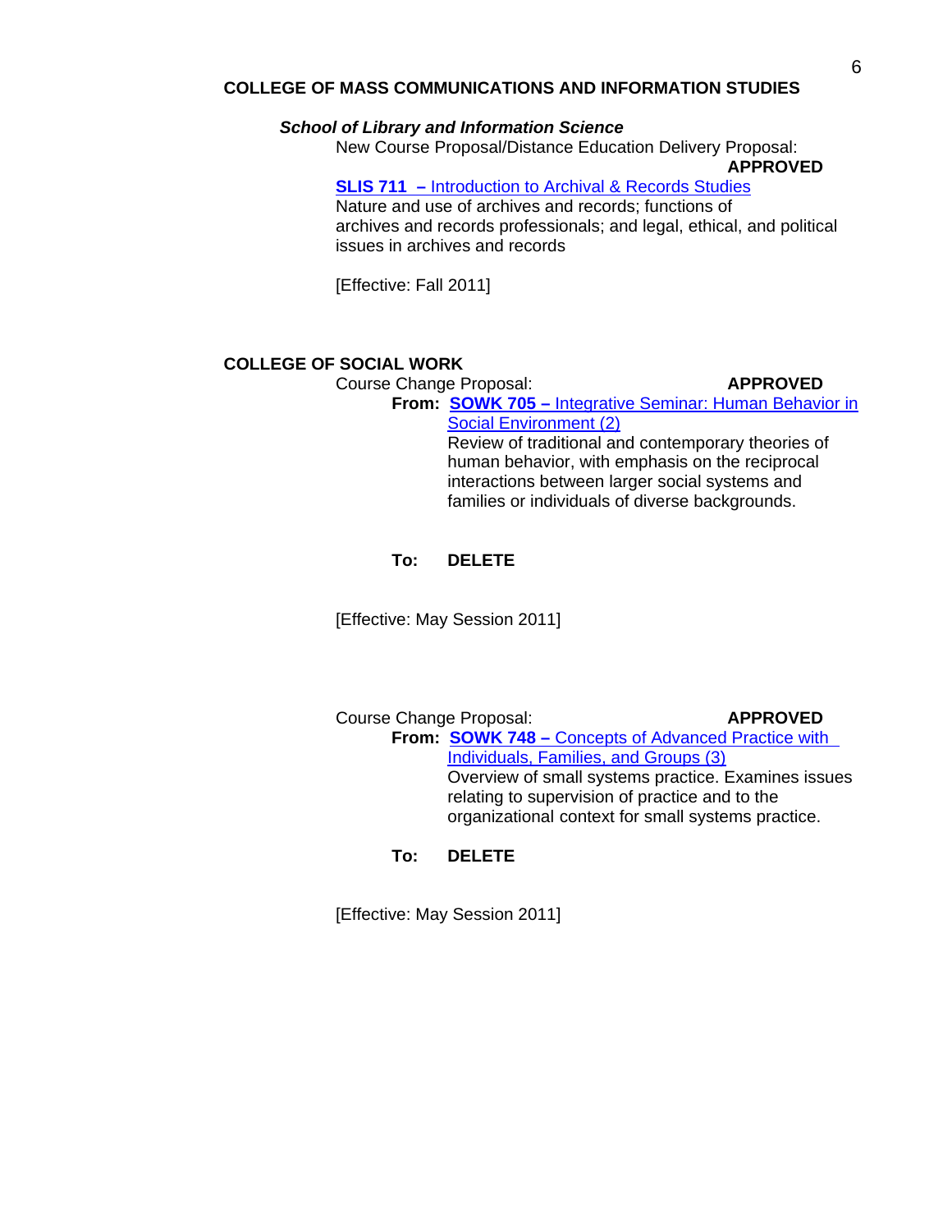## COLLEGE OF MASS COMMUNICATIONS AND INFORMATION STUDIES

### *School of Library and Information Science*

New Course Proposal/Distance Education Delivery Proposal: **APPROVED**

**SLIS 711 –** Introduction to Archival & Records Studies
Nature and use of archives and records; functions of archives and records professionals; and legal, ethical, and political issues in archives and records

[Effective: Fall 2011]

## COLLEGE OF SOCIAL WORK

Course Change Proposal: **APPROVED**

**From: SOWK 705 –** Integrative Seminar: Human Behavior in Social Environment (2)
Review of traditional and contemporary theories of human behavior, with emphasis on the reciprocal interactions between larger social systems and families or individuals of diverse backgrounds.

**To: DELETE**

[Effective: May Session 2011]

Course Change Proposal: **APPROVED**

**From: SOWK 748 –** Concepts of Advanced Practice with Individuals, Families, and Groups (3)
Overview of small systems practice. Examines issues relating to supervision of practice and to the organizational context for small systems practice.

**To: DELETE**

[Effective: May Session 2011]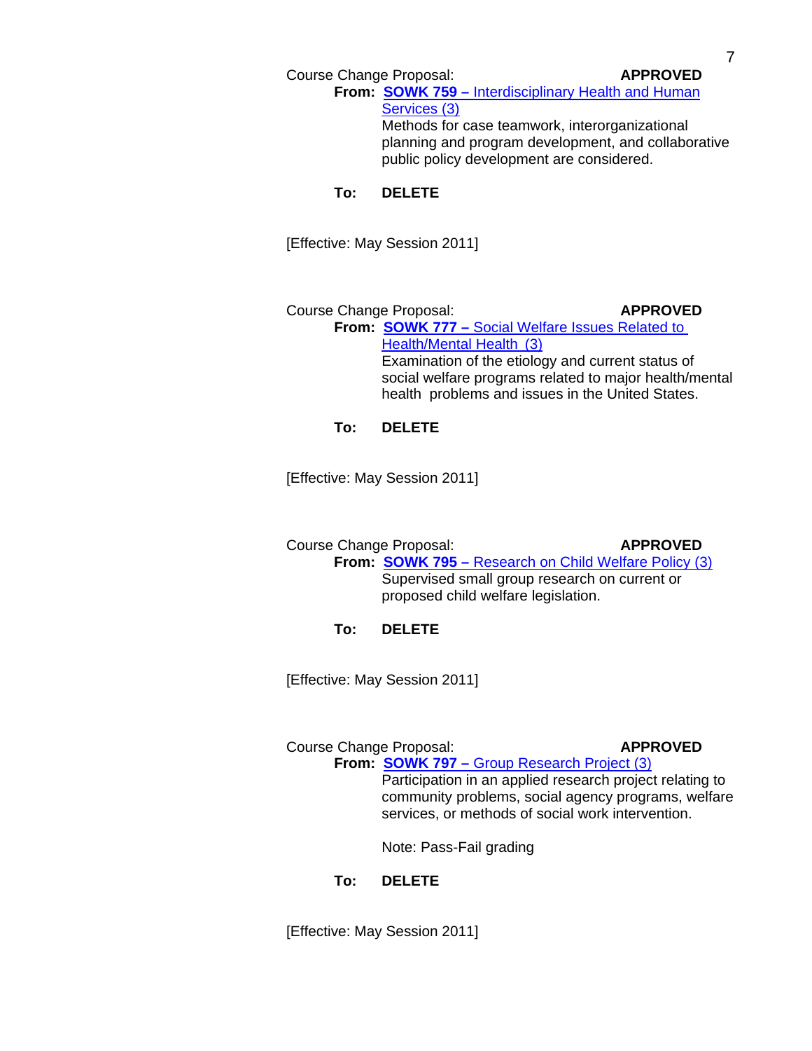Course Change Proposal: **APPROVED**

**From:** **SOWK 759 –** Interdisciplinary Health and Human Services (3)

Methods for case teamwork, interorganizational planning and program development, and collaborative public policy development are considered.

**To:** **DELETE**

[Effective: May Session 2011]

Course Change Proposal: **APPROVED**

**From:** **SOWK 777 –** Social Welfare Issues Related to Health/Mental Health (3)

Examination of the etiology and current status of social welfare programs related to major health/mental health problems and issues in the United States.

**To:** **DELETE**

[Effective: May Session 2011]

Course Change Proposal: **APPROVED**

**From:** **SOWK 795 –** Research on Child Welfare Policy (3)

Supervised small group research on current or proposed child welfare legislation.

**To:** **DELETE**

[Effective: May Session 2011]

Course Change Proposal: **APPROVED**

**From:** **SOWK 797 –** Group Research Project (3)

Participation in an applied research project relating to community problems, social agency programs, welfare services, or methods of social work intervention.

Note: Pass-Fail grading

**To:** **DELETE**

[Effective: May Session 2011]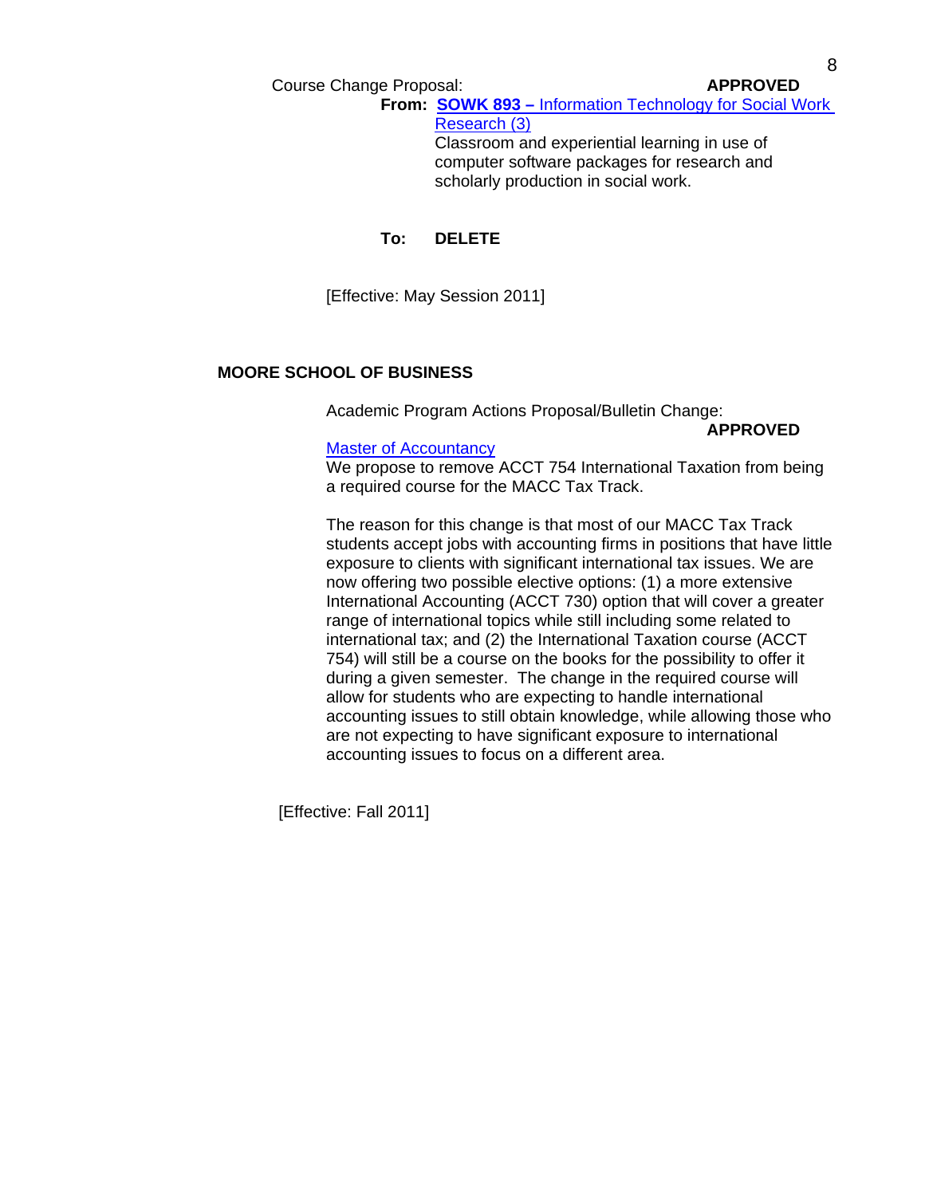Course Change Proposal: **APPROVED**

**From:** **SOWK 893 –** Information Technology for Social Work Research (3)
Classroom and experiential learning in use of computer software packages for research and scholarly production in social work.

**To:** **DELETE**

[Effective: May Session 2011]

## MOORE SCHOOL OF BUSINESS

Academic Program Actions Proposal/Bulletin Change: **APPROVED**

Master of Accountancy
We propose to remove ACCT 754 International Taxation from being a required course for the MACC Tax Track.

The reason for this change is that most of our MACC Tax Track students accept jobs with accounting firms in positions that have little exposure to clients with significant international tax issues. We are now offering two possible elective options: (1) a more extensive International Accounting (ACCT 730) option that will cover a greater range of international topics while still including some related to international tax; and (2) the International Taxation course (ACCT 754) will still be a course on the books for the possibility to offer it during a given semester. The change in the required course will allow for students who are expecting to handle international accounting issues to still obtain knowledge, while allowing those who are not expecting to have significant exposure to international accounting issues to focus on a different area.

[Effective: Fall 2011]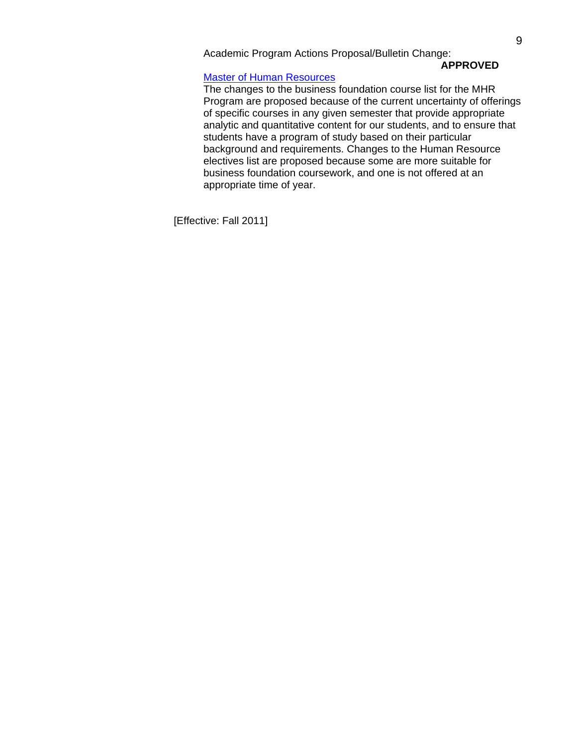Academic Program Actions Proposal/Bulletin Change:

**APPROVED**

Master of Human Resources

The changes to the business foundation course list for the MHR Program are proposed because of the current uncertainty of offerings of specific courses in any given semester that provide appropriate analytic and quantitative content for our students, and to ensure that students have a program of study based on their particular background and requirements. Changes to the Human Resource electives list are proposed because some are more suitable for business foundation coursework, and one is not offered at an appropriate time of year.

[Effective: Fall 2011]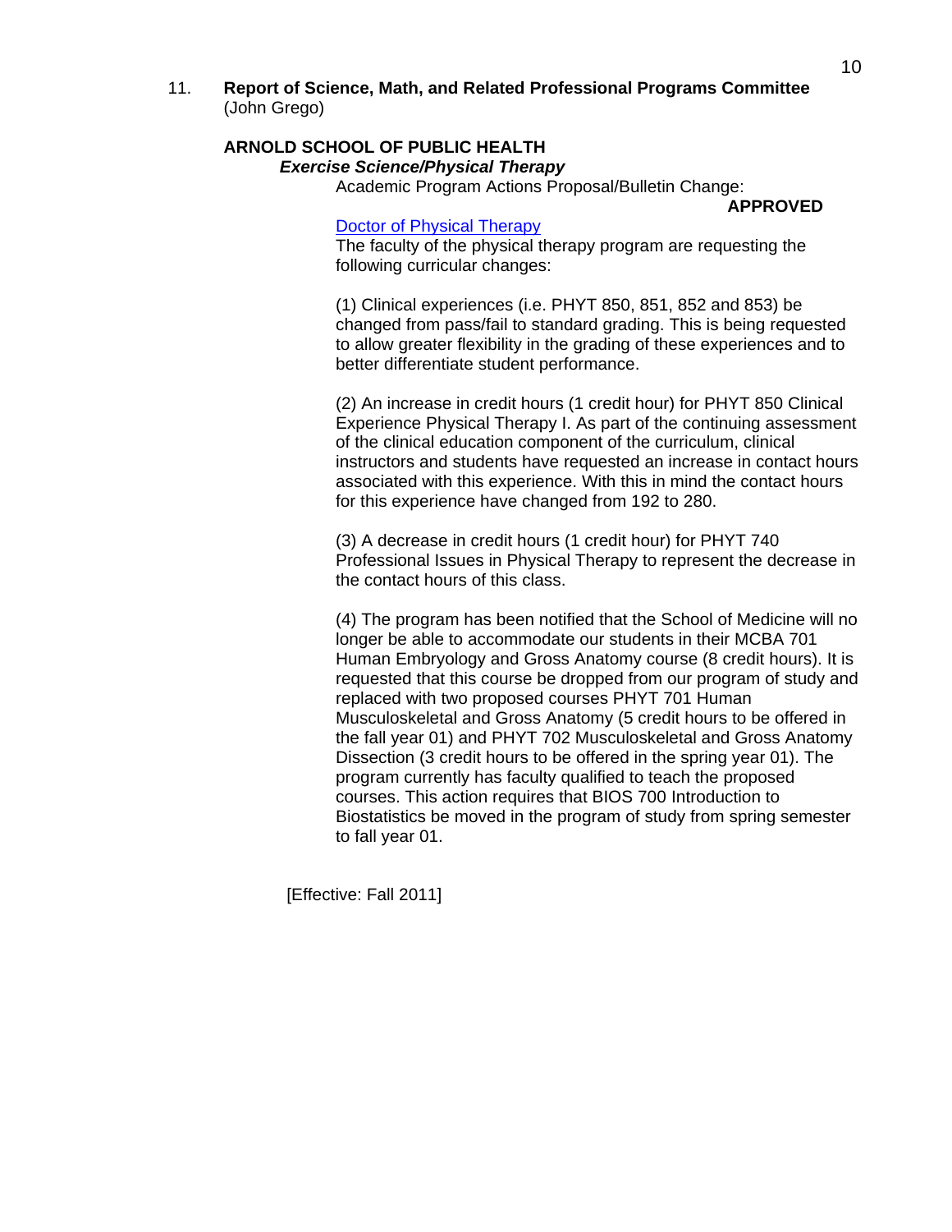11. **Report of Science, Math, and Related Professional Programs Committee** (John Grego)

**ARNOLD SCHOOL OF PUBLIC HEALTH**

***Exercise Science/Physical Therapy***

Academic Program Actions Proposal/Bulletin Change:

**APPROVED**

Doctor of Physical Therapy

The faculty of the physical therapy program are requesting the following curricular changes:

(1) Clinical experiences (i.e. PHYT 850, 851, 852 and 853) be changed from pass/fail to standard grading. This is being requested to allow greater flexibility in the grading of these experiences and to better differentiate student performance.

(2) An increase in credit hours (1 credit hour) for PHYT 850 Clinical Experience Physical Therapy I. As part of the continuing assessment of the clinical education component of the curriculum, clinical instructors and students have requested an increase in contact hours associated with this experience. With this in mind the contact hours for this experience have changed from 192 to 280.

(3) A decrease in credit hours (1 credit hour) for PHYT 740 Professional Issues in Physical Therapy to represent the decrease in the contact hours of this class.

(4) The program has been notified that the School of Medicine will no longer be able to accommodate our students in their MCBA 701 Human Embryology and Gross Anatomy course (8 credit hours). It is requested that this course be dropped from our program of study and replaced with two proposed courses PHYT 701 Human Musculoskeletal and Gross Anatomy (5 credit hours to be offered in the fall year 01) and PHYT 702 Musculoskeletal and Gross Anatomy Dissection (3 credit hours to be offered in the spring year 01). The program currently has faculty qualified to teach the proposed courses. This action requires that BIOS 700 Introduction to Biostatistics be moved in the program of study from spring semester to fall year 01.

[Effective: Fall 2011]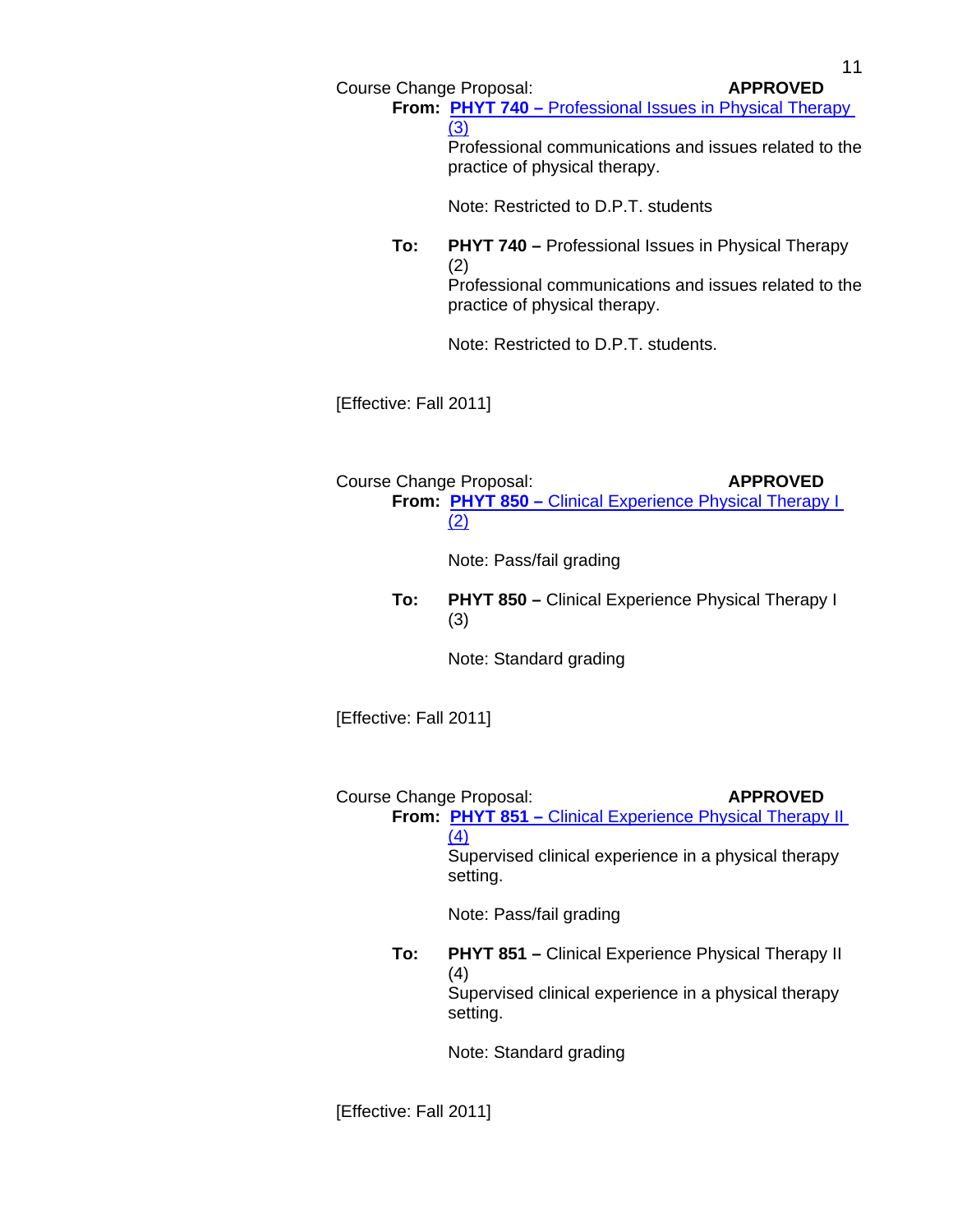Course Change Proposal: **APPROVED**

**From:** **PHYT 740 –** Professional Issues in Physical Therapy (3)

Professional communications and issues related to the practice of physical therapy.

Note: Restricted to D.P.T. students

**To:** **PHYT 740 –** Professional Issues in Physical Therapy (2)

Professional communications and issues related to the practice of physical therapy.

Note: Restricted to D.P.T. students.

[Effective: Fall 2011]

Course Change Proposal: **APPROVED**

**From:** **PHYT 850 –** Clinical Experience Physical Therapy I (2)

Note: Pass/fail grading

**To:** **PHYT 850 –** Clinical Experience Physical Therapy I (3)

Note: Standard grading

[Effective: Fall 2011]

Course Change Proposal: **APPROVED**

**From:** **PHYT 851 –** Clinical Experience Physical Therapy II (4)

Supervised clinical experience in a physical therapy setting.

Note: Pass/fail grading

**To:** **PHYT 851 –** Clinical Experience Physical Therapy II (4)

Supervised clinical experience in a physical therapy setting.

Note: Standard grading

[Effective: Fall 2011]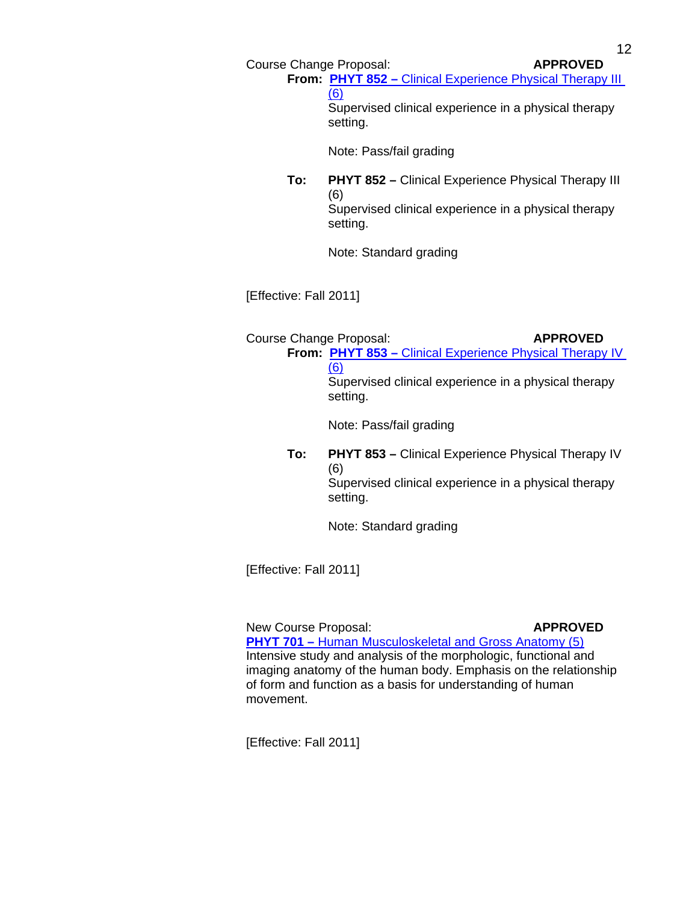Course Change Proposal: **APPROVED**

**From: PHYT 852 –** Clinical Experience Physical Therapy III (6)
Supervised clinical experience in a physical therapy setting.

Note: Pass/fail grading

**To: PHYT 852 –** Clinical Experience Physical Therapy III (6)
Supervised clinical experience in a physical therapy setting.

Note: Standard grading

[Effective: Fall 2011]

Course Change Proposal: **APPROVED**

**From: PHYT 853 –** Clinical Experience Physical Therapy IV (6)
Supervised clinical experience in a physical therapy setting.

Note: Pass/fail grading

**To: PHYT 853 –** Clinical Experience Physical Therapy IV (6)
Supervised clinical experience in a physical therapy setting.

Note: Standard grading

[Effective: Fall 2011]

New Course Proposal: **APPROVED**

**PHYT 701 –** Human Musculoskeletal and Gross Anatomy (5)
Intensive study and analysis of the morphologic, functional and imaging anatomy of the human body. Emphasis on the relationship of form and function as a basis for understanding of human movement.

[Effective: Fall 2011]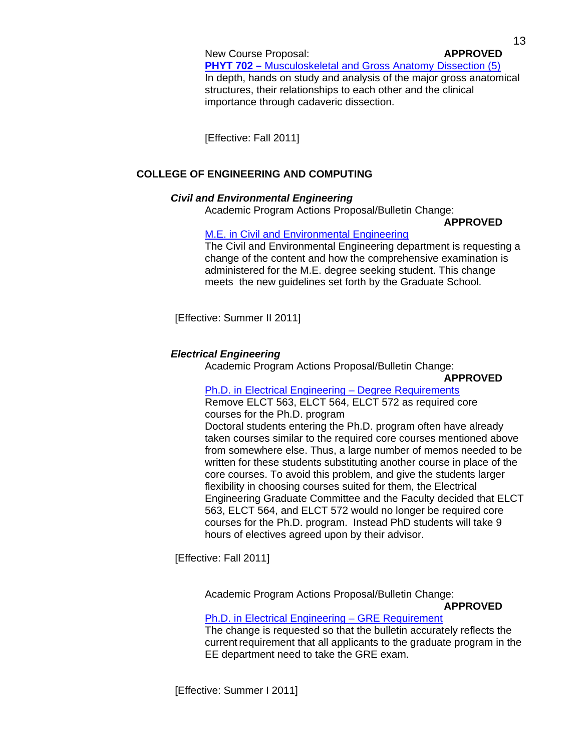New Course Proposal: **APPROVED**

**PHYT 702 –** Musculoskeletal and Gross Anatomy Dissection (5)

In depth, hands on study and analysis of the major gross anatomical structures, their relationships to each other and the clinical importance through cadaveric dissection.

[Effective: Fall 2011]

## COLLEGE OF ENGINEERING AND COMPUTING

### *Civil and Environmental Engineering*

Academic Program Actions Proposal/Bulletin Change:

**APPROVED**

M.E. in Civil and Environmental Engineering

The Civil and Environmental Engineering department is requesting a change of the content and how the comprehensive examination is administered for the M.E. degree seeking student. This change meets the new guidelines set forth by the Graduate School.

[Effective: Summer II 2011]

### *Electrical Engineering*

Academic Program Actions Proposal/Bulletin Change:

**APPROVED**

Ph.D. in Electrical Engineering – Degree Requirements

Remove ELCT 563, ELCT 564, ELCT 572 as required core courses for the Ph.D. program

Doctoral students entering the Ph.D. program often have already taken courses similar to the required core courses mentioned above from somewhere else. Thus, a large number of memos needed to be written for these students substituting another course in place of the core courses. To avoid this problem, and give the students larger flexibility in choosing courses suited for them, the Electrical Engineering Graduate Committee and the Faculty decided that ELCT 563, ELCT 564, and ELCT 572 would no longer be required core courses for the Ph.D. program. Instead PhD students will take 9 hours of electives agreed upon by their advisor.

[Effective: Fall 2011]

Academic Program Actions Proposal/Bulletin Change:

**APPROVED**

Ph.D. in Electrical Engineering – GRE Requirement

The change is requested so that the bulletin accurately reflects the current requirement that all applicants to the graduate program in the EE department need to take the GRE exam.

[Effective: Summer I 2011]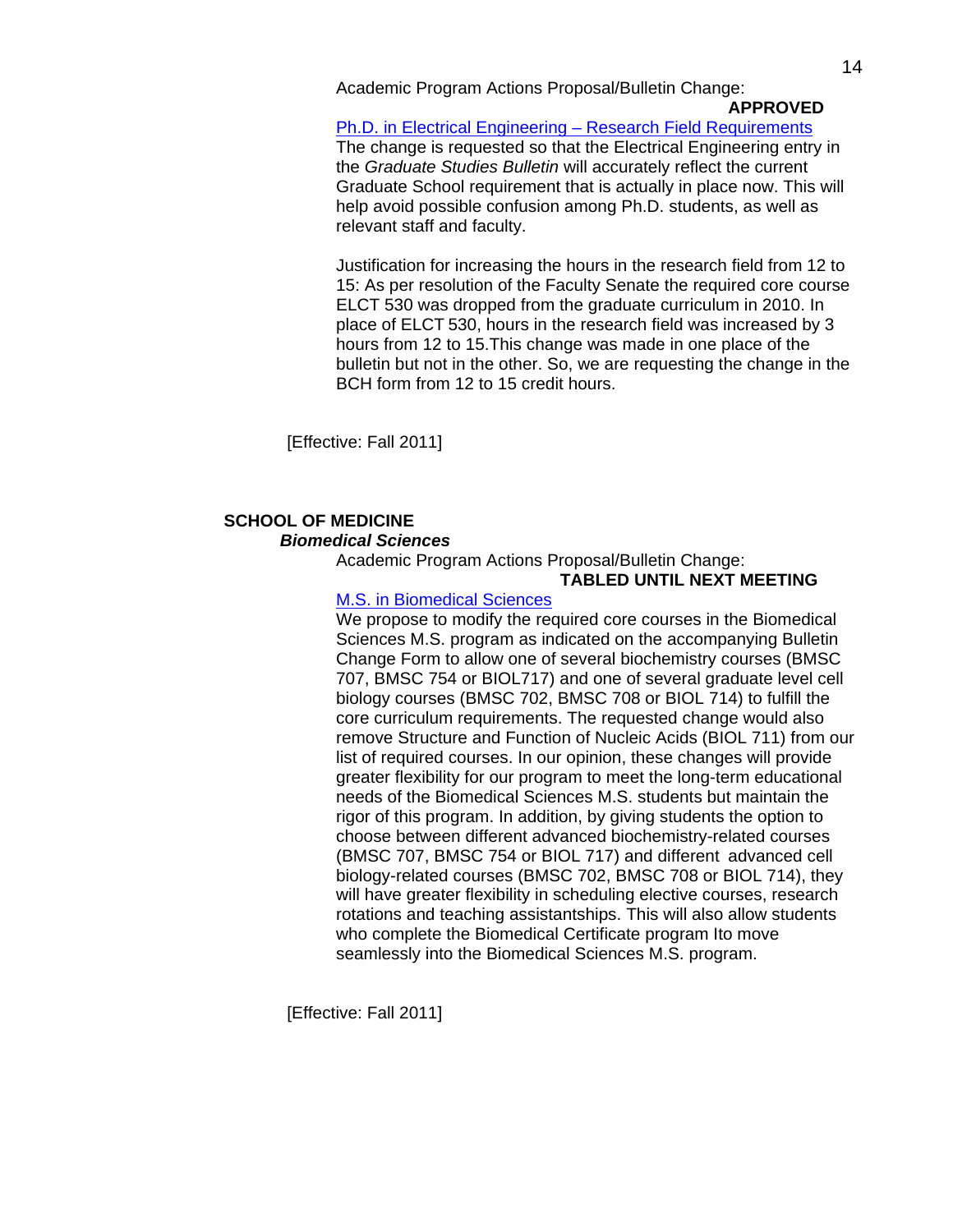Academic Program Actions Proposal/Bulletin Change:

**APPROVED**

Ph.D. in Electrical Engineering – Research Field Requirements

The change is requested so that the Electrical Engineering entry in the *Graduate Studies Bulletin* will accurately reflect the current Graduate School requirement that is actually in place now. This will help avoid possible confusion among Ph.D. students, as well as relevant staff and faculty.

Justification for increasing the hours in the research field from 12 to 15: As per resolution of the Faculty Senate the required core course ELCT 530 was dropped from the graduate curriculum in 2010. In place of ELCT 530, hours in the research field was increased by 3 hours from 12 to 15.This change was made in one place of the bulletin but not in the other. So, we are requesting the change in the BCH form from 12 to 15 credit hours.

[Effective: Fall 2011]

## SCHOOL OF MEDICINE

### *Biomedical Sciences*

Academic Program Actions Proposal/Bulletin Change:

**TABLED UNTIL NEXT MEETING**

M.S. in Biomedical Sciences

We propose to modify the required core courses in the Biomedical Sciences M.S. program as indicated on the accompanying Bulletin Change Form to allow one of several biochemistry courses (BMSC 707, BMSC 754 or BIOL717) and one of several graduate level cell biology courses (BMSC 702, BMSC 708 or BIOL 714) to fulfill the core curriculum requirements. The requested change would also remove Structure and Function of Nucleic Acids (BIOL 711) from our list of required courses. In our opinion, these changes will provide greater flexibility for our program to meet the long-term educational needs of the Biomedical Sciences M.S. students but maintain the rigor of this program. In addition, by giving students the option to choose between different advanced biochemistry-related courses (BMSC 707, BMSC 754 or BIOL 717) and different advanced cell biology-related courses (BMSC 702, BMSC 708 or BIOL 714), they will have greater flexibility in scheduling elective courses, research rotations and teaching assistantships. This will also allow students who complete the Biomedical Certificate program Ito move seamlessly into the Biomedical Sciences M.S. program.

[Effective: Fall 2011]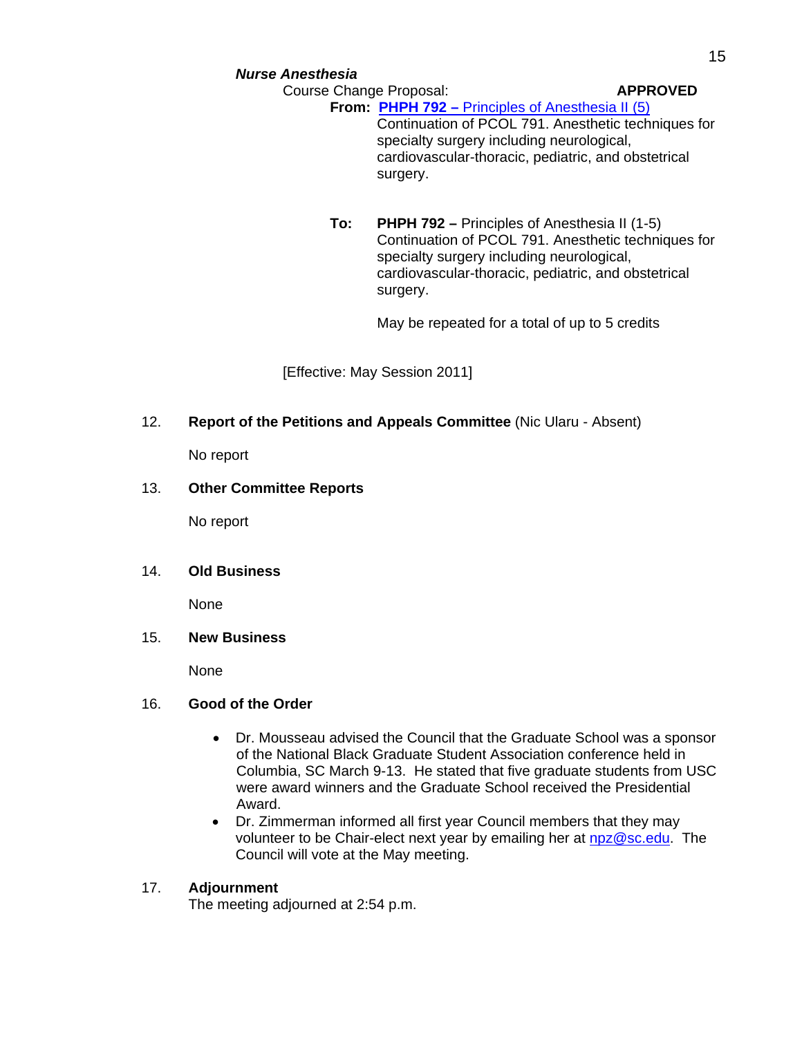***Nurse Anesthesia***

Course Change Proposal: **APPROVED**

**From:** **PHPH 792 –** Principles of Anesthesia II (5)
Continuation of PCOL 791. Anesthetic techniques for specialty surgery including neurological, cardiovascular-thoracic, pediatric, and obstetrical surgery.

**To:** **PHPH 792 –** Principles of Anesthesia II (1-5)
Continuation of PCOL 791. Anesthetic techniques for specialty surgery including neurological, cardiovascular-thoracic, pediatric, and obstetrical surgery.

May be repeated for a total of up to 5 credits

[Effective: May Session 2011]

12. **Report of the Petitions and Appeals Committee** (Nic Ularu - Absent)

    No report

13. **Other Committee Reports**

    No report

14. **Old Business**

    None

15. **New Business**

    None

16. **Good of the Order**

    - Dr. Mousseau advised the Council that the Graduate School was a sponsor of the National Black Graduate Student Association conference held in Columbia, SC March 9-13. He stated that five graduate students from USC were award winners and the Graduate School received the Presidential Award.
    - Dr. Zimmerman informed all first year Council members that they may volunteer to be Chair-elect next year by emailing her at npz@sc.edu. The Council will vote at the May meeting.

17. **Adjournment**
    The meeting adjourned at 2:54 p.m.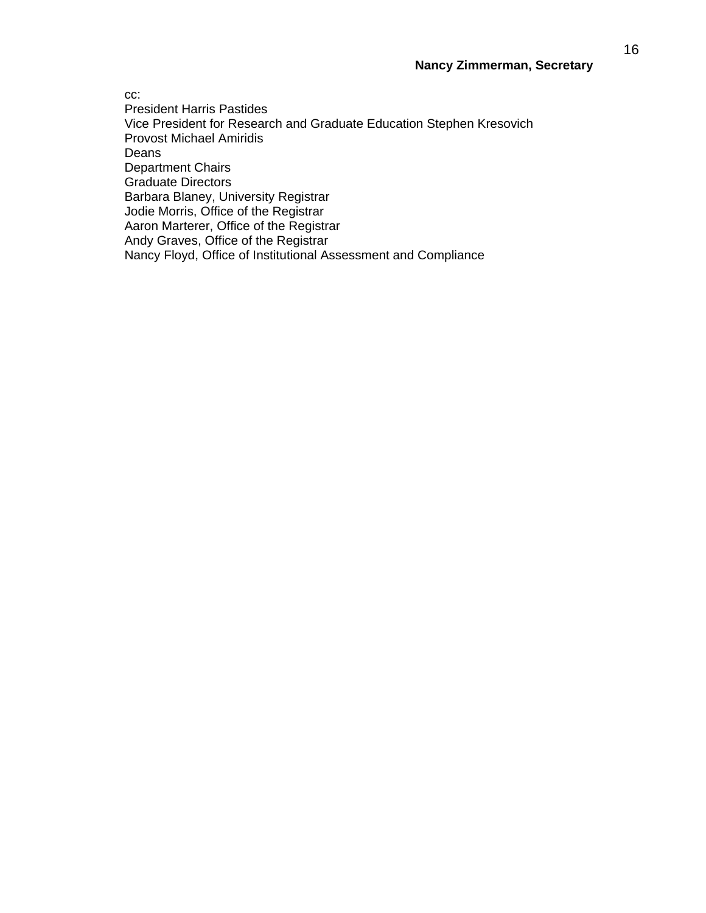**Nancy Zimmerman, Secretary**

cc:
President Harris Pastides
Vice President for Research and Graduate Education Stephen Kresovich
Provost Michael Amiridis
Deans
Department Chairs
Graduate Directors
Barbara Blaney, University Registrar
Jodie Morris, Office of the Registrar
Aaron Marterer, Office of the Registrar
Andy Graves, Office of the Registrar
Nancy Floyd, Office of Institutional Assessment and Compliance